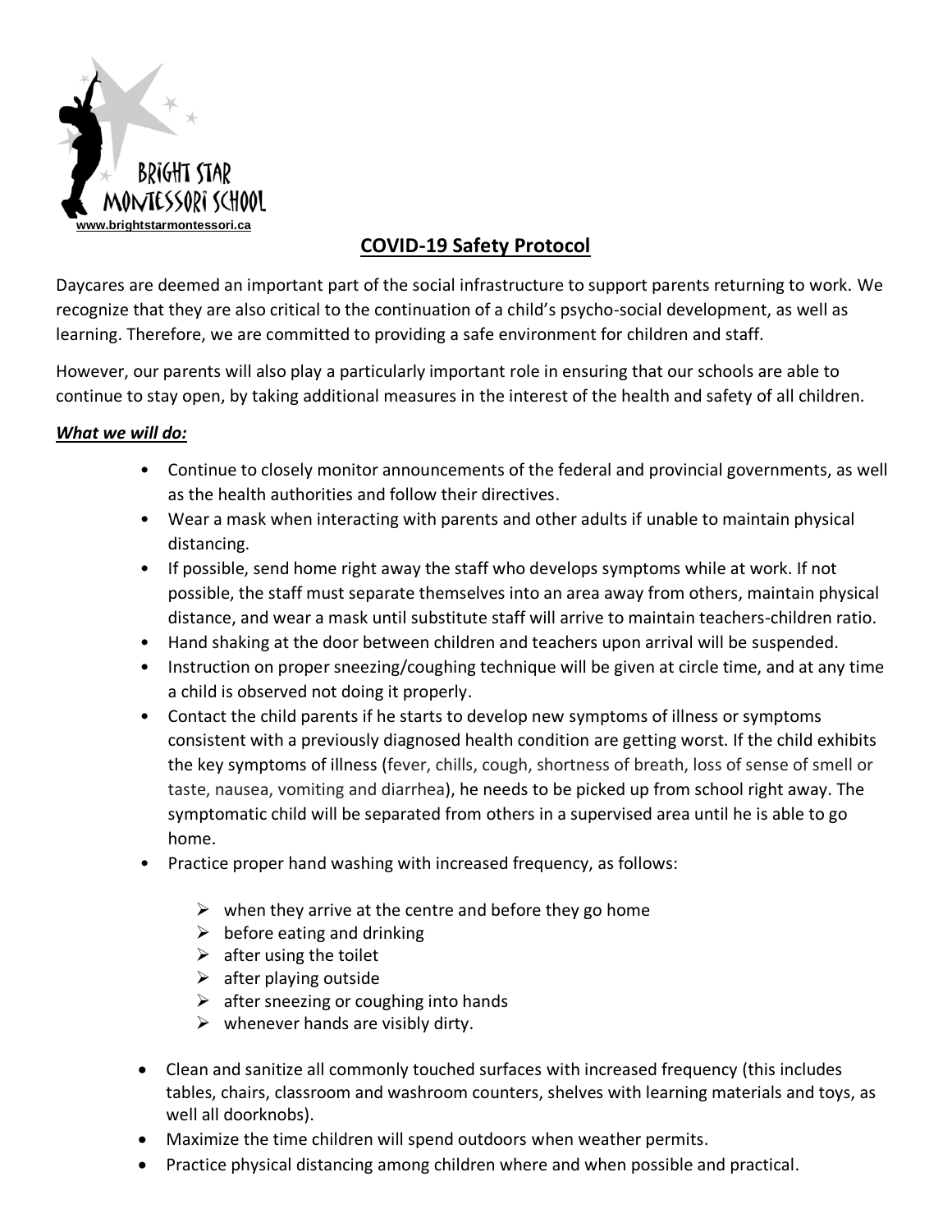BRIGHT STAR MONTESSORI SCHOOL

www.brightstarmontessori.ca

# COVID-19 Safety Protocol

Daycares are deemed an important part of the social infrastructure to support parents returning to work. We recognize that they are also critical to the continuation of a child's psycho-social development, as well as learning. Therefore, we are committed to providing a safe environment for children and staff.

However, our parents will also play a particularly important role in ensuring that our schools are able to continue to stay open, by taking additional measures in the interest of the health and safety of all children.

## ***What we will do:***

- Continue to closely monitor announcements of the federal and provincial governments, as well as the health authorities and follow their directives.
- Wear a mask when interacting with parents and other adults if unable to maintain physical distancing.
- If possible, send home right away the staff who develops symptoms while at work. If not possible, the staff must separate themselves into an area away from others, maintain physical distance, and wear a mask until substitute staff will arrive to maintain teachers-children ratio.
- Hand shaking at the door between children and teachers upon arrival will be suspended.
- Instruction on proper sneezing/coughing technique will be given at circle time, and at any time a child is observed not doing it properly.
- Contact the child parents if he starts to develop new symptoms of illness or symptoms consistent with a previously diagnosed health condition are getting worst. If the child exhibits the key symptoms of illness (fever, chills, cough, shortness of breath, loss of sense of smell or taste, nausea, vomiting and diarrhea), he needs to be picked up from school right away. The symptomatic child will be separated from others in a supervised area until he is able to go home.
- Practice proper hand washing with increased frequency, as follows:
  - when they arrive at the centre and before they go home
  - before eating and drinking
  - after using the toilet
  - after playing outside
  - after sneezing or coughing into hands
  - whenever hands are visibly dirty.
- Clean and sanitize all commonly touched surfaces with increased frequency (this includes tables, chairs, classroom and washroom counters, shelves with learning materials and toys, as well all doorknobs).
- Maximize the time children will spend outdoors when weather permits.
- Practice physical distancing among children where and when possible and practical.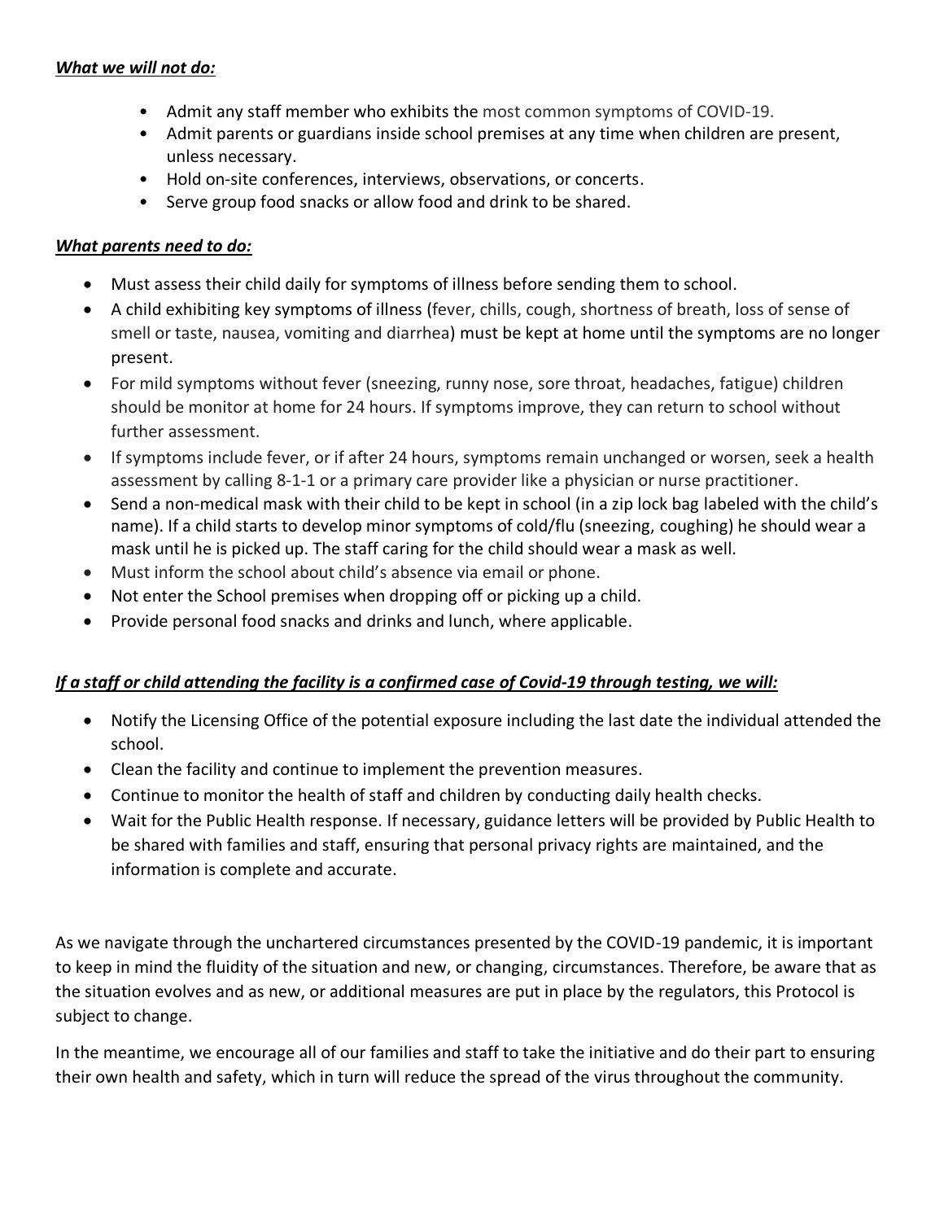***What we will not do:***

- Admit any staff member who exhibits the most common symptoms of COVID-19.
- Admit parents or guardians inside school premises at any time when children are present, unless necessary.
- Hold on-site conferences, interviews, observations, or concerts.
- Serve group food snacks or allow food and drink to be shared.

***What parents need to do:***

- Must assess their child daily for symptoms of illness before sending them to school.
- A child exhibiting key symptoms of illness (fever, chills, cough, shortness of breath, loss of sense of smell or taste, nausea, vomiting and diarrhea) must be kept at home until the symptoms are no longer present.
- For mild symptoms without fever (sneezing, runny nose, sore throat, headaches, fatigue) children should be monitor at home for 24 hours. If symptoms improve, they can return to school without further assessment.
- If symptoms include fever, or if after 24 hours, symptoms remain unchanged or worsen, seek a health assessment by calling 8-1-1 or a primary care provider like a physician or nurse practitioner.
- Send a non-medical mask with their child to be kept in school (in a zip lock bag labeled with the child's name). If a child starts to develop minor symptoms of cold/flu (sneezing, coughing) he should wear a mask until he is picked up. The staff caring for the child should wear a mask as well.
- Must inform the school about child's absence via email or phone.
- Not enter the School premises when dropping off or picking up a child.
- Provide personal food snacks and drinks and lunch, where applicable.

***If a staff or child attending the facility is a confirmed case of Covid-19 through testing, we will:***

- Notify the Licensing Office of the potential exposure including the last date the individual attended the school.
- Clean the facility and continue to implement the prevention measures.
- Continue to monitor the health of staff and children by conducting daily health checks.
- Wait for the Public Health response. If necessary, guidance letters will be provided by Public Health to be shared with families and staff, ensuring that personal privacy rights are maintained, and the information is complete and accurate.

As we navigate through the unchartered circumstances presented by the COVID-19 pandemic, it is important to keep in mind the fluidity of the situation and new, or changing, circumstances. Therefore, be aware that as the situation evolves and as new, or additional measures are put in place by the regulators, this Protocol is subject to change.

In the meantime, we encourage all of our families and staff to take the initiative and do their part to ensuring their own health and safety, which in turn will reduce the spread of the virus throughout the community.